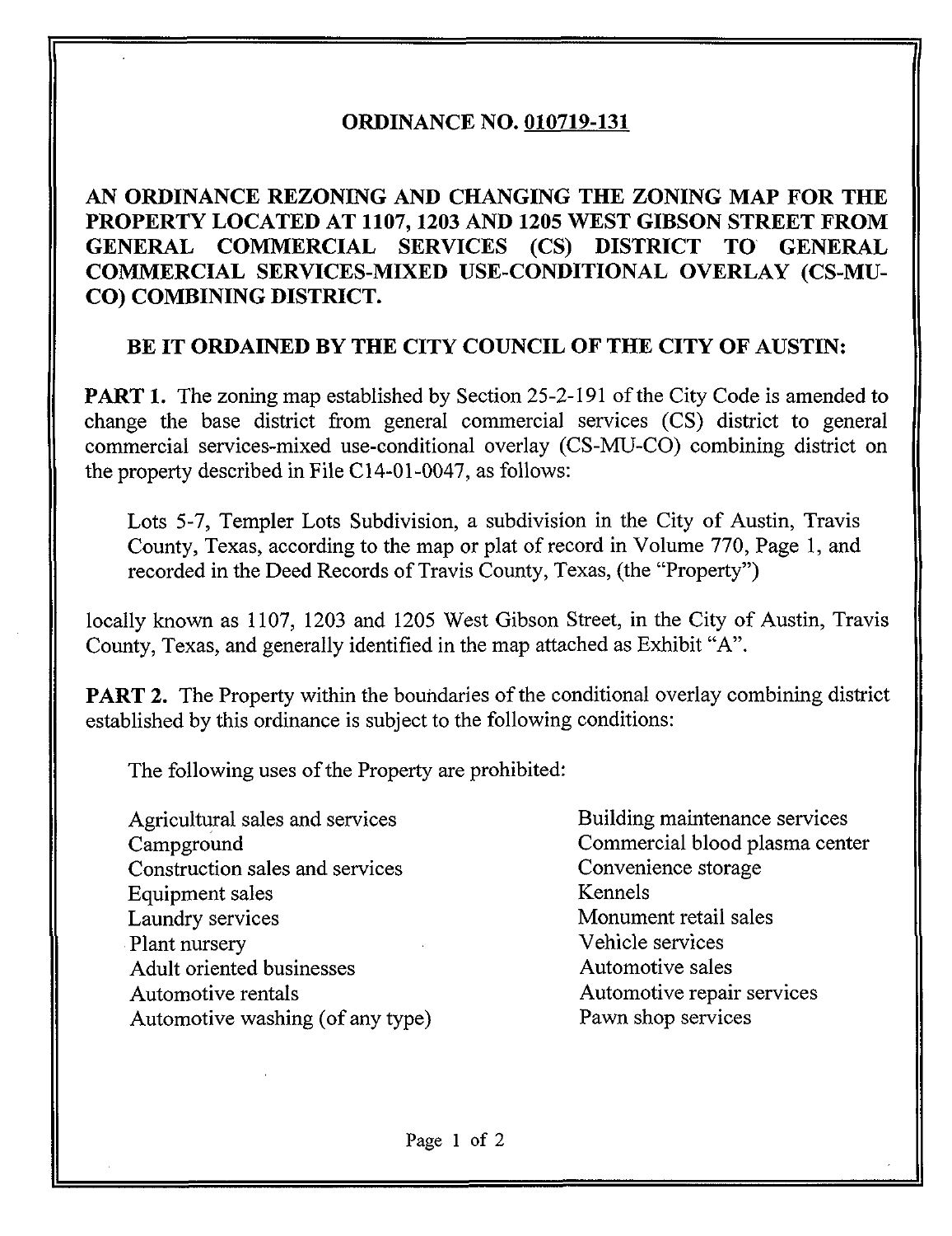# ORDINANCE NO. 010719-131

**AN ORDINANCE REZONING AND CHANGING THE ZONING MAP FOR THE PROPERTY LOCATED AT 1107, 1203 AND 1205 WEST GIBSON STREET FROM GENERAL COMMERCIAL SERVICES (CS) DISTRICT TO GENERAL COMMERCIAL SERVICES-MIXED USE-CONDITIONAL OVERLAY (CS-MU-CO) COMBINING DISTRICT.**

**BE IT ORDAINED BY THE CITY COUNCIL OF THE CITY OF AUSTIN:**

**PART 1.** The zoning map established by Section 25-2-191 of the City Code is amended to change the base district from general commercial services (CS) district to general commercial services-mixed use-conditional overlay (CS-MU-CO) combining district on the property described in File C14-01-0047, as follows:

> Lots 5-7, Templer Lots Subdivision, a subdivision in the City of Austin, Travis County, Texas, according to the map or plat of record in Volume 770, Page 1, and recorded in the Deed Records of Travis County, Texas, (the "Property")

locally known as 1107, 1203 and 1205 West Gibson Street, in the City of Austin, Travis County, Texas, and generally identified in the map attached as Exhibit "A".

**PART 2.** The Property within the boundaries of the conditional overlay combining district established by this ordinance is subject to the following conditions:

The following uses of the Property are prohibited:

- Agricultural sales and services
- Building maintenance services
- Campground
- Commercial blood plasma center
- Construction sales and services
- Convenience storage
- Equipment sales
- Kennels
- Laundry services
- Monument retail sales
- Plant nursery
- Vehicle services
- Adult oriented businesses
- Automotive sales
- Automotive rentals
- Automotive repair services
- Automotive washing (of any type)
- Pawn shop services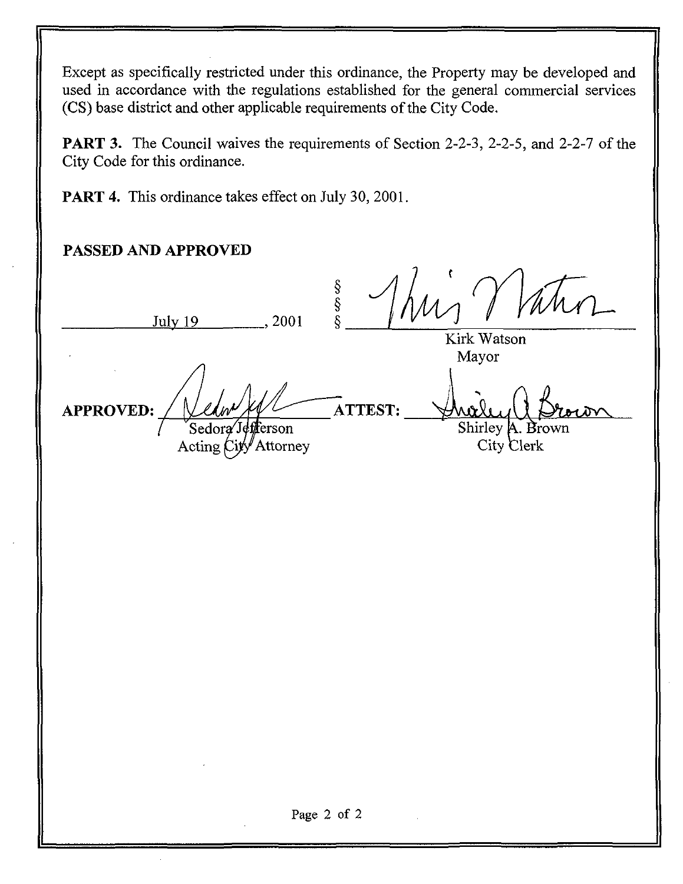Except as specifically restricted under this ordinance, the Property may be developed and used in accordance with the regulations established for the general commercial services (CS) base district and other applicable requirements of the City Code.

**PART 3.** The Council waives the requirements of Section 2-2-3, 2-2-5, and 2-2-7 of the City Code for this ordinance.

**PART 4.** This ordinance takes effect on July 30, 2001.

**PASSED AND APPROVED**

July 19, 2001 §§§

Kirk Watson
Mayor

**APPROVED:** Sedora Jefferson
Acting City Attorney

**ATTEST:** Shirley A. Brown
City Clerk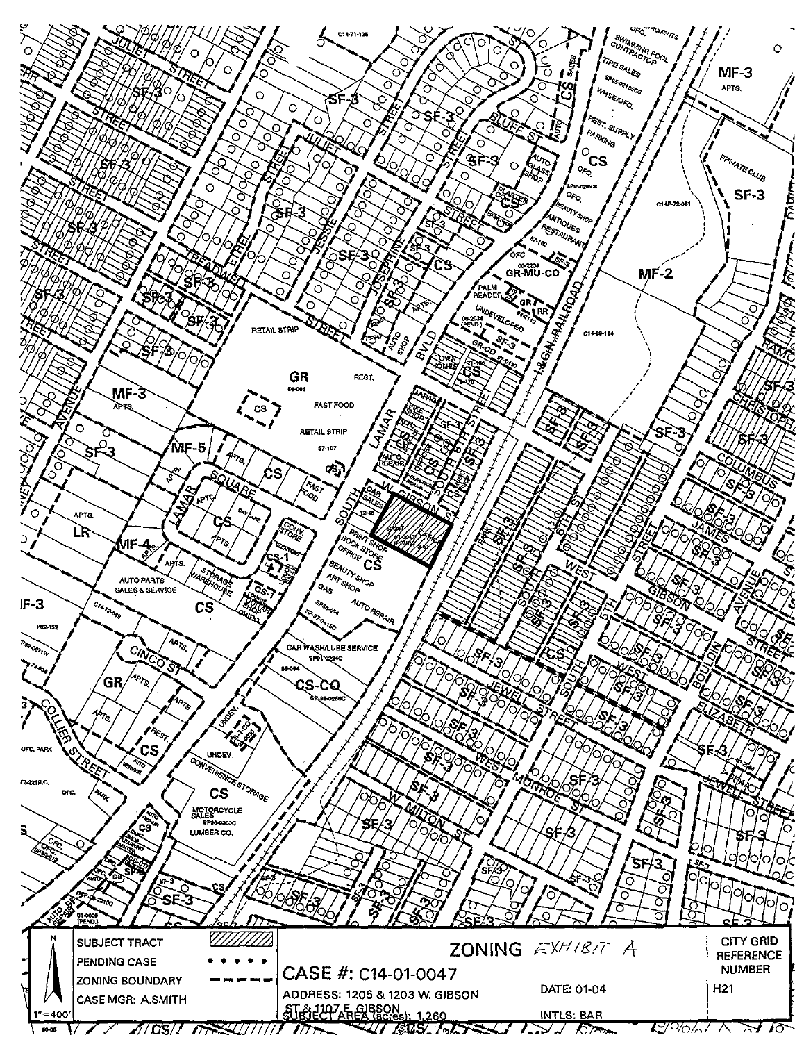SUBJECT TRACT

PENDING CASE

ZONING BOUNDARY

CASE MGR: A.SMITH

1"=400'

ZONING EXHIBIT A

CASE #: C14-01-0047

ADDRESS: 1205 & 1203 W. GIBSON ST & 1107 E. GIBSON

SUBJECT AREA (acres): 1.260

DATE: 01-04

INTLS: BAR

CITY GRID REFERENCE NUMBER

H21